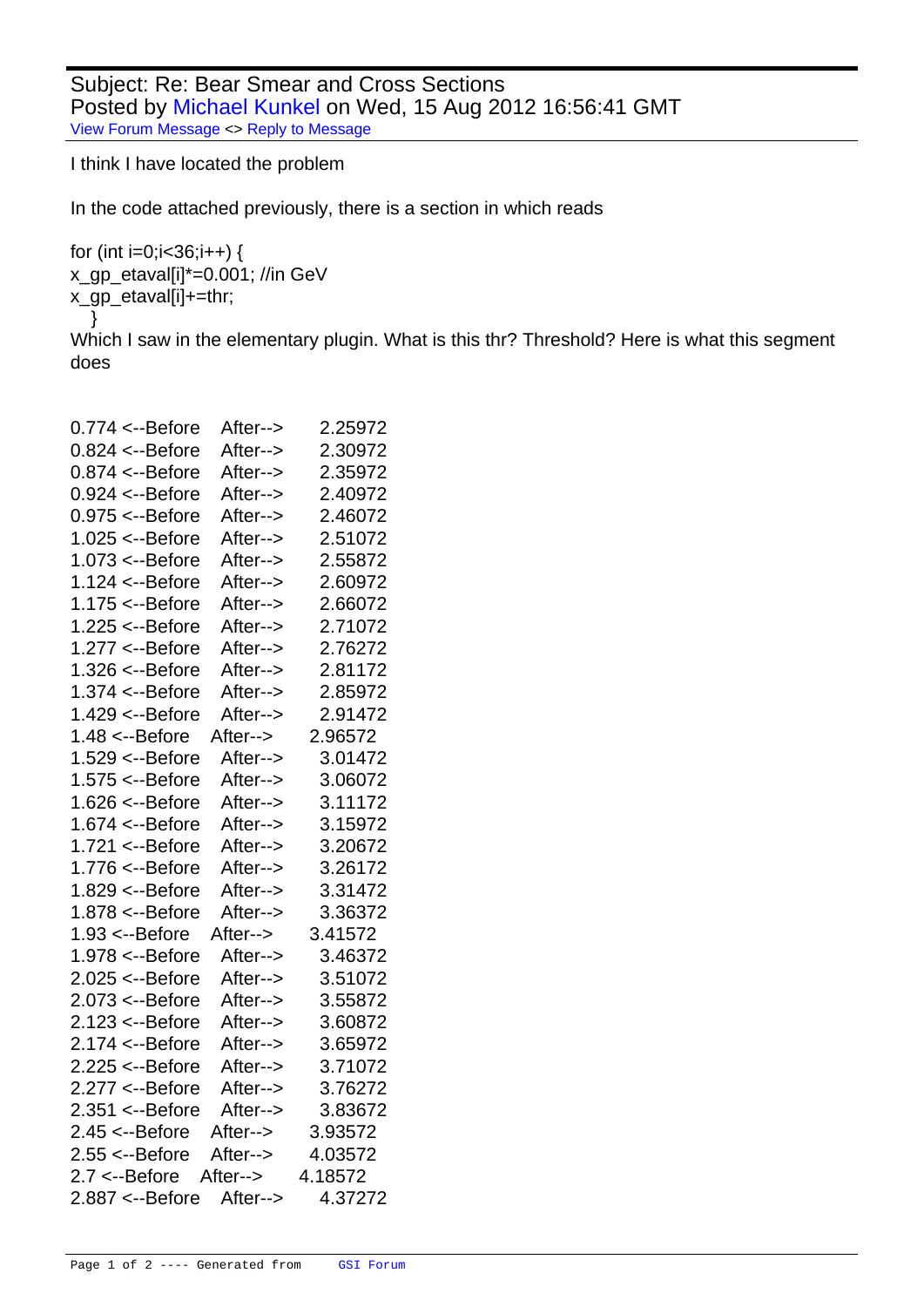Subject: Re: Bear Smear and Cross Sections
Posted by Michael Kunkel on Wed, 15 Aug 2012 16:56:41 GMT
View Forum Message <> Reply to Message

I think I have located the problem

In the code attached previously, there is a section in which reads

```
for (int i=0;i<36;i++) {
x_gp_etaval[i]*=0.001; //in GeV
x_gp_etaval[i]+=thr;
  }
```

Which I saw in the elementary plugin. What is this thr? Threshold? Here is what this segment does

```
0.774 <--Before   After-->   2.25972
0.824 <--Before   After-->   2.30972
0.874 <--Before   After-->   2.35972
0.924 <--Before   After-->   2.40972
0.975 <--Before   After-->   2.46072
1.025 <--Before   After-->   2.51072
1.073 <--Before   After-->   2.55872
1.124 <--Before   After-->   2.60972
1.175 <--Before   After-->   2.66072
1.225 <--Before   After-->   2.71072
1.277 <--Before   After-->   2.76272
1.326 <--Before   After-->   2.81172
1.374 <--Before   After-->   2.85972
1.429 <--Before   After-->   2.91472
1.48 <--Before   After-->   2.96572
1.529 <--Before   After-->   3.01472
1.575 <--Before   After-->   3.06072
1.626 <--Before   After-->   3.11172
1.674 <--Before   After-->   3.15972
1.721 <--Before   After-->   3.20672
1.776 <--Before   After-->   3.26172
1.829 <--Before   After-->   3.31472
1.878 <--Before   After-->   3.36372
1.93 <--Before   After-->   3.41572
1.978 <--Before   After-->   3.46372
2.025 <--Before   After-->   3.51072
2.073 <--Before   After-->   3.55872
2.123 <--Before   After-->   3.60872
2.174 <--Before   After-->   3.65972
2.225 <--Before   After-->   3.71072
2.277 <--Before   After-->   3.76272
2.351 <--Before   After-->   3.83672
2.45 <--Before   After-->   3.93572
2.55 <--Before   After-->   4.03572
2.7 <--Before   After-->   4.18572
2.887 <--Before   After-->   4.37272
```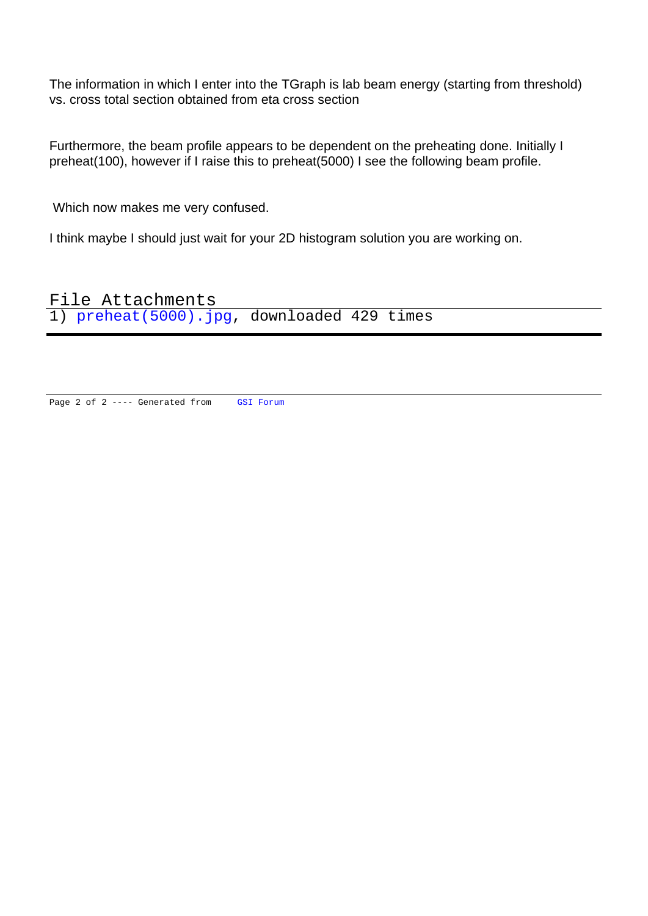The information in which I enter into the TGraph is lab beam energy (starting from threshold) vs. cross total section obtained from eta cross section

Furthermore, the beam profile appears to be dependent on the preheating done. Initially I preheat(100), however if I raise this to preheat(5000) I see the following beam profile.

Which now makes me very confused.

I think maybe I should just wait for your 2D histogram solution you are working on.

## File Attachments

1) preheat(5000).jpg, downloaded 429 times